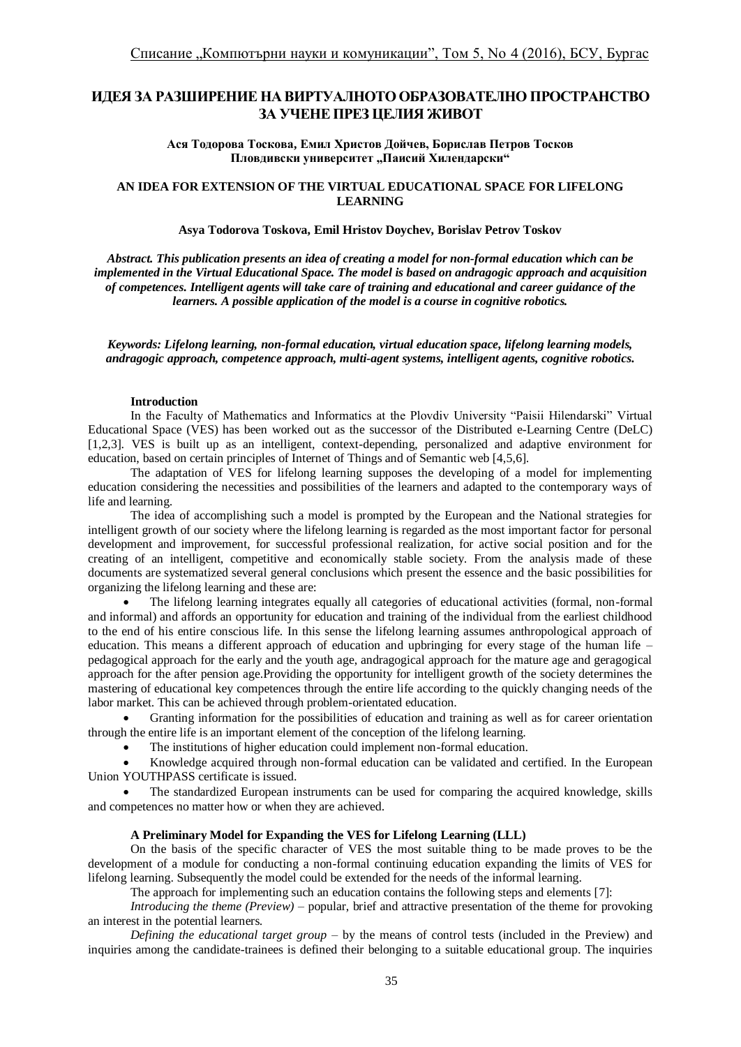# ИДЕЯ ЗА РАЗШИРЕНИЕ НА ВИРТУАЛНОТО ОБРАЗОВАТЕЛНО ПРОСТРАНСТВО ЗА УЧЕНЕ ПРЕЗ ЦЕЛИЯ ЖИВОТ

**Ася Тодорова Тоскова, Емил Христов Дойчев, Борислав Петров Тосков**
**Пловдивски университет „Паисий Хилендарски“**

## AN IDEA FOR EXTENSION OF THE VIRTUAL EDUCATIONAL SPACE FOR LIFELONG LEARNING

**Asya Todorova Toskova, Emil Hristov Doychev, Borislav Petrov Toskov**

***Abstract. This publication presents an idea of creating a model for non-formal education which can be implemented in the Virtual Educational Space. The model is based on andragogic approach and acquisition of competences. Intelligent agents will take care of training and educational and career guidance of the learners. A possible application of the model is a course in cognitive robotics.***

***Keywords: Lifelong learning, non-formal education, virtual education space, lifelong learning models, andragogic approach, competence approach, multi-agent systems, intelligent agents, cognitive robotics.***

### Introduction

In the Faculty of Mathematics and Informatics at the Plovdiv University "Paisii Hilendarski" Virtual Educational Space (VES) has been worked out as the successor of the Distributed e-Learning Centre (DeLC) [1,2,3]. VES is built up as an intelligent, context-depending, personalized and adaptive environment for education, based on certain principles of Internet of Things and of Semantic web [4,5,6].

The adaptation of VES for lifelong learning supposes the developing of a model for implementing education considering the necessities and possibilities of the learners and adapted to the contemporary ways of life and learning.

The idea of accomplishing such a model is prompted by the European and the National strategies for intelligent growth of our society where the lifelong learning is regarded as the most important factor for personal development and improvement, for successful professional realization, for active social position and for the creating of an intelligent, competitive and economically stable society. From the analysis made of these documents are systematized several general conclusions which present the essence and the basic possibilities for organizing the lifelong learning and these are:

- The lifelong learning integrates equally all categories of educational activities (formal, non-formal and informal) and affords an opportunity for education and training of the individual from the earliest childhood to the end of his entire conscious life. In this sense the lifelong learning assumes anthropological approach of education. This means a different approach of education and upbringing for every stage of the human life – pedagogical approach for the early and the youth age, andragogical approach for the mature age and geragogical approach for the after pension age.Providing the opportunity for intelligent growth of the society determines the mastering of educational key competences through the entire life according to the quickly changing needs of the labor market. This can be achieved through problem-orientated education.
- Granting information for the possibilities of education and training as well as for career orientation through the entire life is an important element of the conception of the lifelong learning.
- The institutions of higher education could implement non-formal education.
- Knowledge acquired through non-formal education can be validated and certified. In the European Union YOUTHPASS certificate is issued.
- The standardized European instruments can be used for comparing the acquired knowledge, skills and competences no matter how or when they are achieved.

### A Preliminary Model for Expanding the VES for Lifelong Learning (LLL)

On the basis of the specific character of VES the most suitable thing to be made proves to be the development of a module for conducting a non-formal continuing education expanding the limits of VES for lifelong learning. Subsequently the model could be extended for the needs of the informal learning.

The approach for implementing such an education contains the following steps and elements [7]:

*Introducing the theme (Preview)* – popular, brief and attractive presentation of the theme for provoking an interest in the potential learners.

*Defining the educational target group* – by the means of control tests (included in the Preview) and inquiries among the candidate-trainees is defined their belonging to a suitable educational group. The inquiries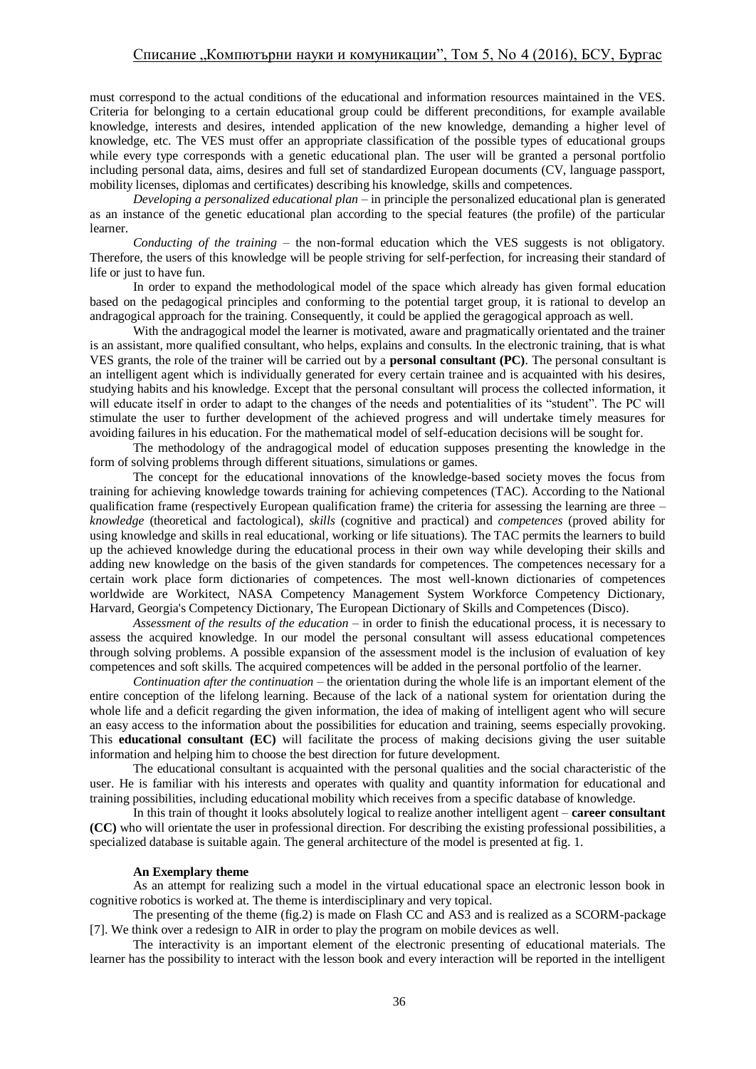must correspond to the actual conditions of the educational and information resources maintained in the VES. Criteria for belonging to a certain educational group could be different preconditions, for example available knowledge, interests and desires, intended application of the new knowledge, demanding a higher level of knowledge, etc. The VES must offer an appropriate classification of the possible types of educational groups while every type corresponds with a genetic educational plan. The user will be granted a personal portfolio including personal data, aims, desires and full set of standardized European documents (CV, language passport, mobility licenses, diplomas and certificates) describing his knowledge, skills and competences.

*Developing a personalized educational plan* – in principle the personalized educational plan is generated as an instance of the genetic educational plan according to the special features (the profile) of the particular learner.

*Conducting of the training* – the non-formal education which the VES suggests is not obligatory. Therefore, the users of this knowledge will be people striving for self-perfection, for increasing their standard of life or just to have fun.

In order to expand the methodological model of the space which already has given formal education based on the pedagogical principles and conforming to the potential target group, it is rational to develop an andragogical approach for the training. Consequently, it could be applied the geragogical approach as well.

With the andragogical model the learner is motivated, aware and pragmatically orientated and the trainer is an assistant, more qualified consultant, who helps, explains and consults. In the electronic training, that is what VES grants, the role of the trainer will be carried out by a **personal consultant (PC)**. The personal consultant is an intelligent agent which is individually generated for every certain trainee and is acquainted with his desires, studying habits and his knowledge. Except that the personal consultant will process the collected information, it will educate itself in order to adapt to the changes of the needs and potentialities of its "student". The PC will stimulate the user to further development of the achieved progress and will undertake timely measures for avoiding failures in his education. For the mathematical model of self-education decisions will be sought for.

The methodology of the andragogical model of education supposes presenting the knowledge in the form of solving problems through different situations, simulations or games.

The concept for the educational innovations of the knowledge-based society moves the focus from training for achieving knowledge towards training for achieving competences (TAC). According to the National qualification frame (respectively European qualification frame) the criteria for assessing the learning are three – *knowledge* (theoretical and factological), *skills* (cognitive and practical) and *competences* (proved ability for using knowledge and skills in real educational, working or life situations). The TAC permits the learners to build up the achieved knowledge during the educational process in their own way while developing their skills and adding new knowledge on the basis of the given standards for competences. The competences necessary for a certain work place form dictionaries of competences. The most well-known dictionaries of competences worldwide are Workitect, NASA Competency Management System Workforce Competency Dictionary, Harvard, Georgia's Competency Dictionary, The European Dictionary of Skills and Competences (Disco).

*Assessment of the results of the education* – in order to finish the educational process, it is necessary to assess the acquired knowledge. In our model the personal consultant will assess educational competences through solving problems. A possible expansion of the assessment model is the inclusion of evaluation of key competences and soft skills. The acquired competences will be added in the personal portfolio of the learner.

*Continuation after the continuation* – the orientation during the whole life is an important element of the entire conception of the lifelong learning. Because of the lack of a national system for orientation during the whole life and a deficit regarding the given information, the idea of making of intelligent agent who will secure an easy access to the information about the possibilities for education and training, seems especially provoking. This **educational consultant (EC)** will facilitate the process of making decisions giving the user suitable information and helping him to choose the best direction for future development.

The educational consultant is acquainted with the personal qualities and the social characteristic of the user. He is familiar with his interests and operates with quality and quantity information for educational and training possibilities, including educational mobility which receives from a specific database of knowledge.

In this train of thought it looks absolutely logical to realize another intelligent agent – **career consultant (CC)** who will orientate the user in professional direction. For describing the existing professional possibilities, a specialized database is suitable again. The general architecture of the model is presented at fig. 1.

#### An Exemplary theme

As an attempt for realizing such a model in the virtual educational space an electronic lesson book in cognitive robotics is worked at. The theme is interdisciplinary and very topical.

The presenting of the theme (fig.2) is made on Flash CC and AS3 and is realized as a SCORM-package [7]. We think over a redesign to AIR in order to play the program on mobile devices as well.

The interactivity is an important element of the electronic presenting of educational materials. The learner has the possibility to interact with the lesson book and every interaction will be reported in the intelligent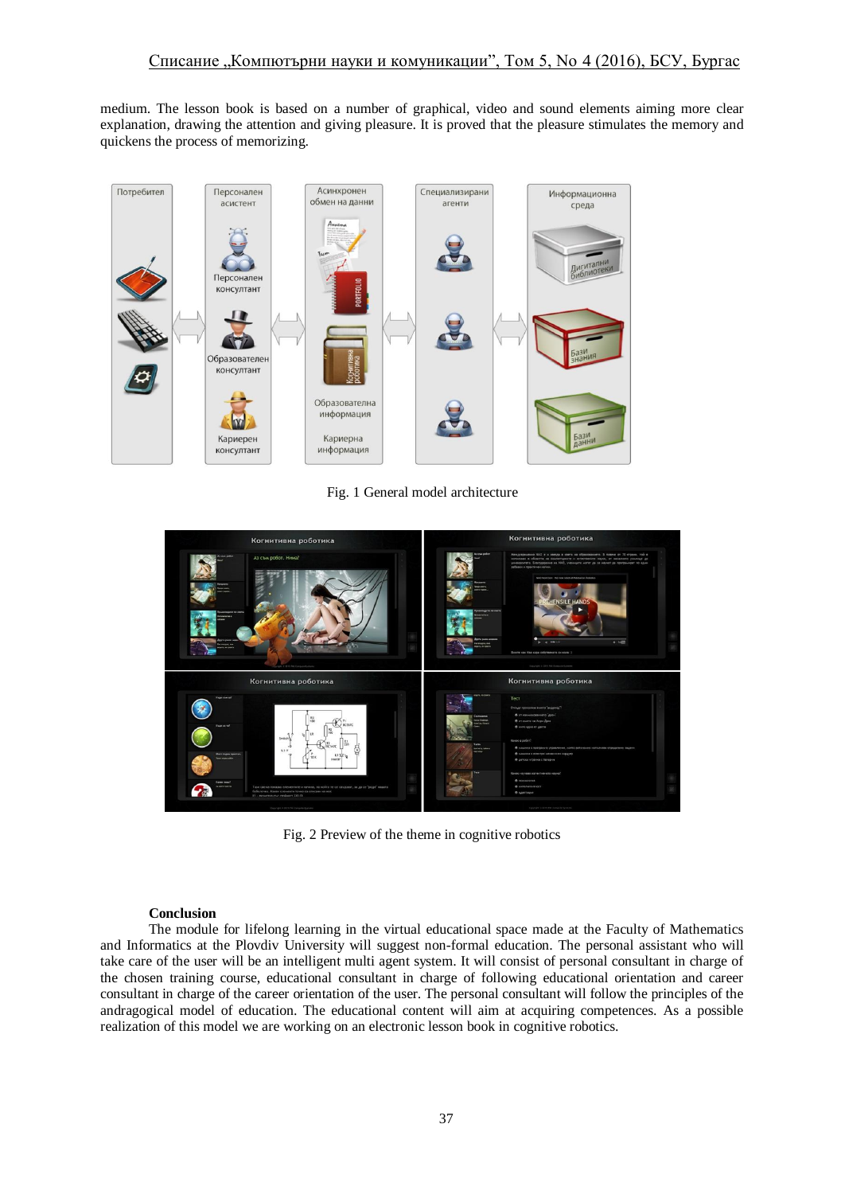medium. The lesson book is based on a number of graphical, video and sound elements aiming more clear explanation, drawing the attention and giving pleasure. It is proved that the pleasure stimulates the memory and quickens the process of memorizing.

Fig. 1 General model architecture

Fig. 2 Preview of the theme in cognitive robotics

**Conclusion**

The module for lifelong learning in the virtual educational space made at the Faculty of Mathematics and Informatics at the Plovdiv University will suggest non-formal education. The personal assistant who will take care of the user will be an intelligent multi agent system. It will consist of personal consultant in charge of the chosen training course, educational consultant in charge of following educational orientation and career consultant in charge of the career orientation of the user. The personal consultant will follow the principles of the andragogical model of education. The educational content will aim at acquiring competences. As a possible realization of this model we are working on an electronic lesson book in cognitive robotics.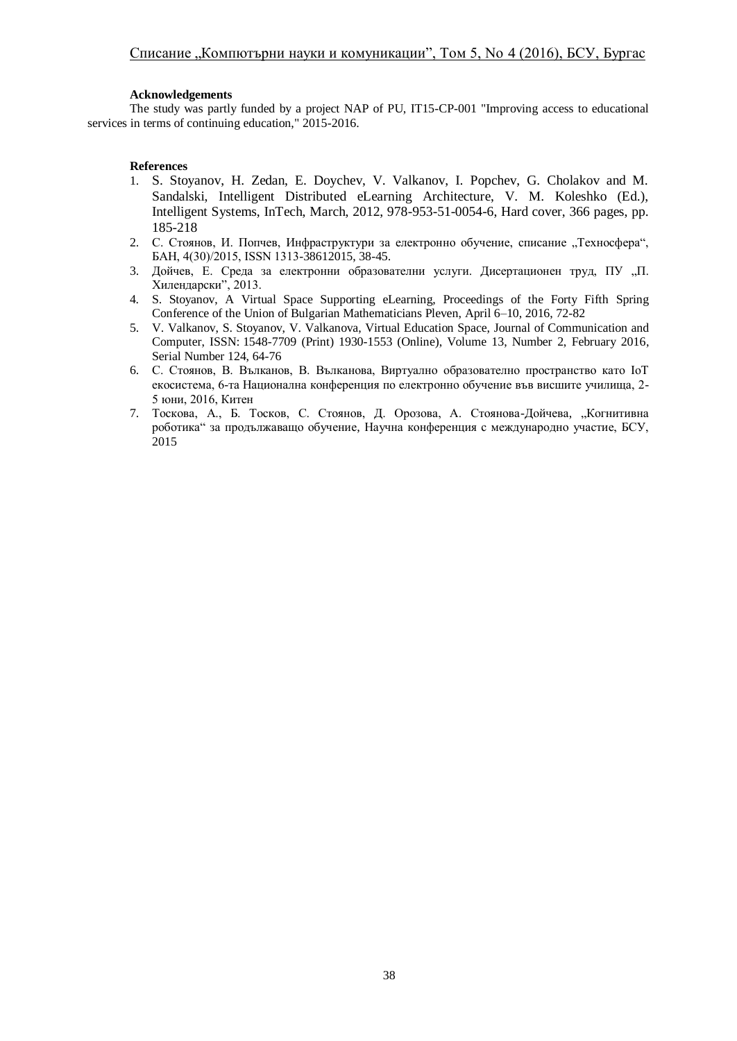**Acknowledgements**

The study was partly funded by a project NAP of PU, IT15-CP-001 "Improving access to educational services in terms of continuing education," 2015-2016.

**References**

1. S. Stoyanov, H. Zedan, E. Doychev, V. Valkanov, I. Popchev, G. Cholakov and M. Sandalski, Intelligent Distributed eLearning Architecture, V. M. Koleshko (Ed.), Intelligent Systems, InTech, March, 2012, 978-953-51-0054-6, Hard cover, 366 pages, pp. 185-218
2. С. Стоянов, И. Попчев, Инфраструктури за електронно обучение, списание „Техносфера“, БАН, 4(30)/2015, ISSN 1313-38612015, 38-45.
3. Дойчев, Е. Среда за електронни образователни услуги. Дисертационен труд, ПУ „П. Хилендарски”, 2013.
4. S. Stoyanov, A Virtual Space Supporting eLearning, Proceedings of the Forty Fifth Spring Conference of the Union of Bulgarian Mathematicians Pleven, April 6–10, 2016, 72-82
5. V. Valkanov, S. Stoyanov, V. Valkanova, Virtual Education Space, Journal of Communication and Computer, ISSN: 1548-7709 (Print) 1930-1553 (Online), Volume 13, Number 2, February 2016, Serial Number 124, 64-76
6. С. Стоянов, В. Вълканов, В. Вълканова, Виртуално образователно пространство като IoT екосистема, 6-та Национална конференция по електронно обучение във висшите училища, 2-5 юни, 2016, Китен
7. Тоскова, А., Б. Тосков, С. Стоянов, Д. Орозова, А. Стоянова-Дойчева, „Когнитивна роботика“ за продължаващо обучение, Научна конференция с международно участие, БСУ, 2015